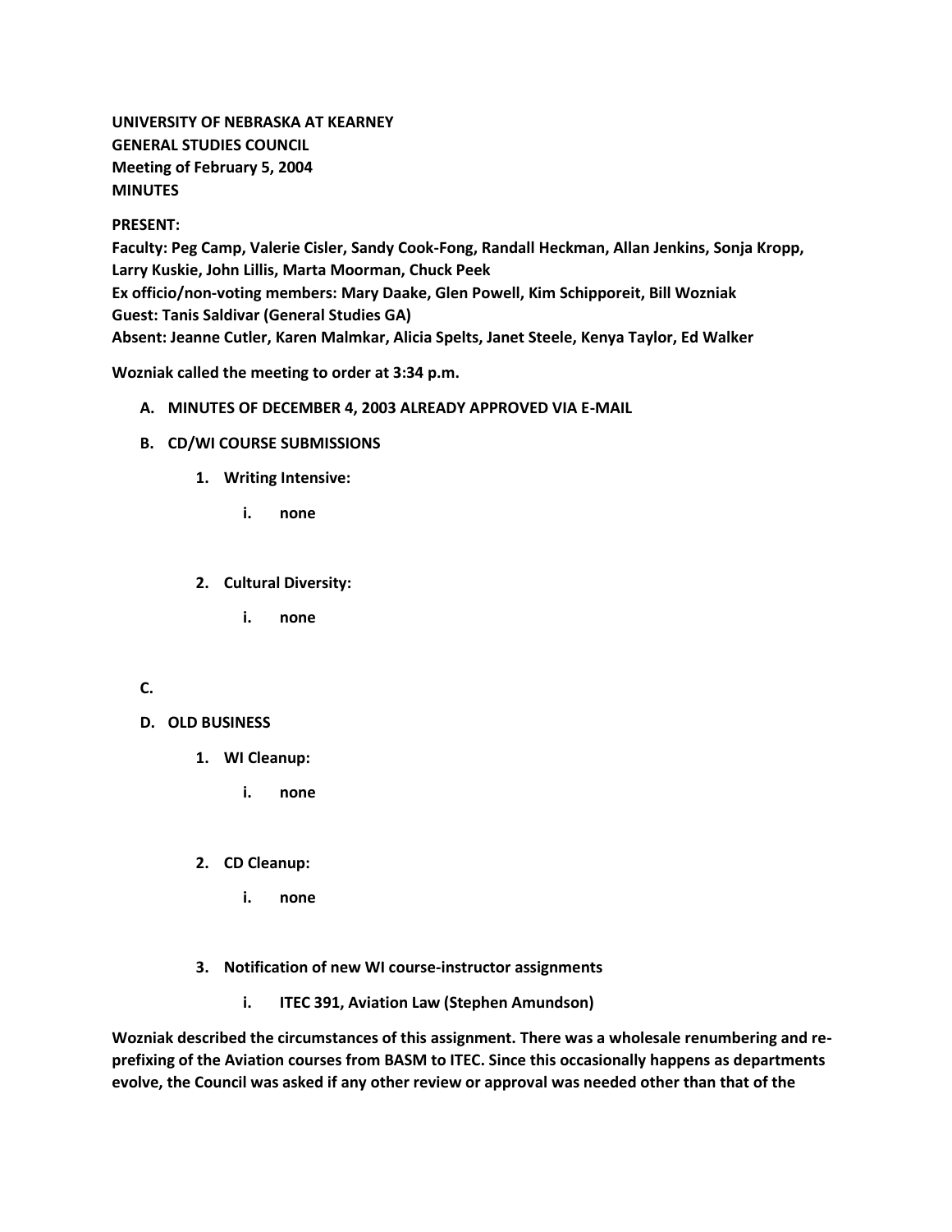**UNIVERSITY OF NEBRASKA AT KEARNEY**
**GENERAL STUDIES COUNCIL**
**Meeting of February 5, 2004**
**MINUTES**

**PRESENT:**
**Faculty: Peg Camp, Valerie Cisler, Sandy Cook-Fong, Randall Heckman, Allan Jenkins, Sonja Kropp, Larry Kuskie, John Lillis, Marta Moorman, Chuck Peek**
**Ex officio/non-voting members: Mary Daake, Glen Powell, Kim Schipporeit, Bill Wozniak**
**Guest: Tanis Saldivar (General Studies GA)**
**Absent: Jeanne Cutler, Karen Malmkar, Alicia Spelts, Janet Steele, Kenya Taylor, Ed Walker**

**Wozniak called the meeting to order at 3:34 p.m.**

A. **MINUTES OF DECEMBER 4, 2003 ALREADY APPROVED VIA E-MAIL**

B. **CD/WI COURSE SUBMISSIONS**

   1. **Writing Intensive:**

      i. **none**

   2. **Cultural Diversity:**

      i. **none**

C.

D. **OLD BUSINESS**

   1. **WI Cleanup:**

      i. **none**

   2. **CD Cleanup:**

      i. **none**

   3. **Notification of new WI course-instructor assignments**

      i. **ITEC 391, Aviation Law (Stephen Amundson)**

**Wozniak described the circumstances of this assignment. There was a wholesale renumbering and re-prefixing of the Aviation courses from BASM to ITEC. Since this occasionally happens as departments evolve, the Council was asked if any other review or approval was needed other than that of the**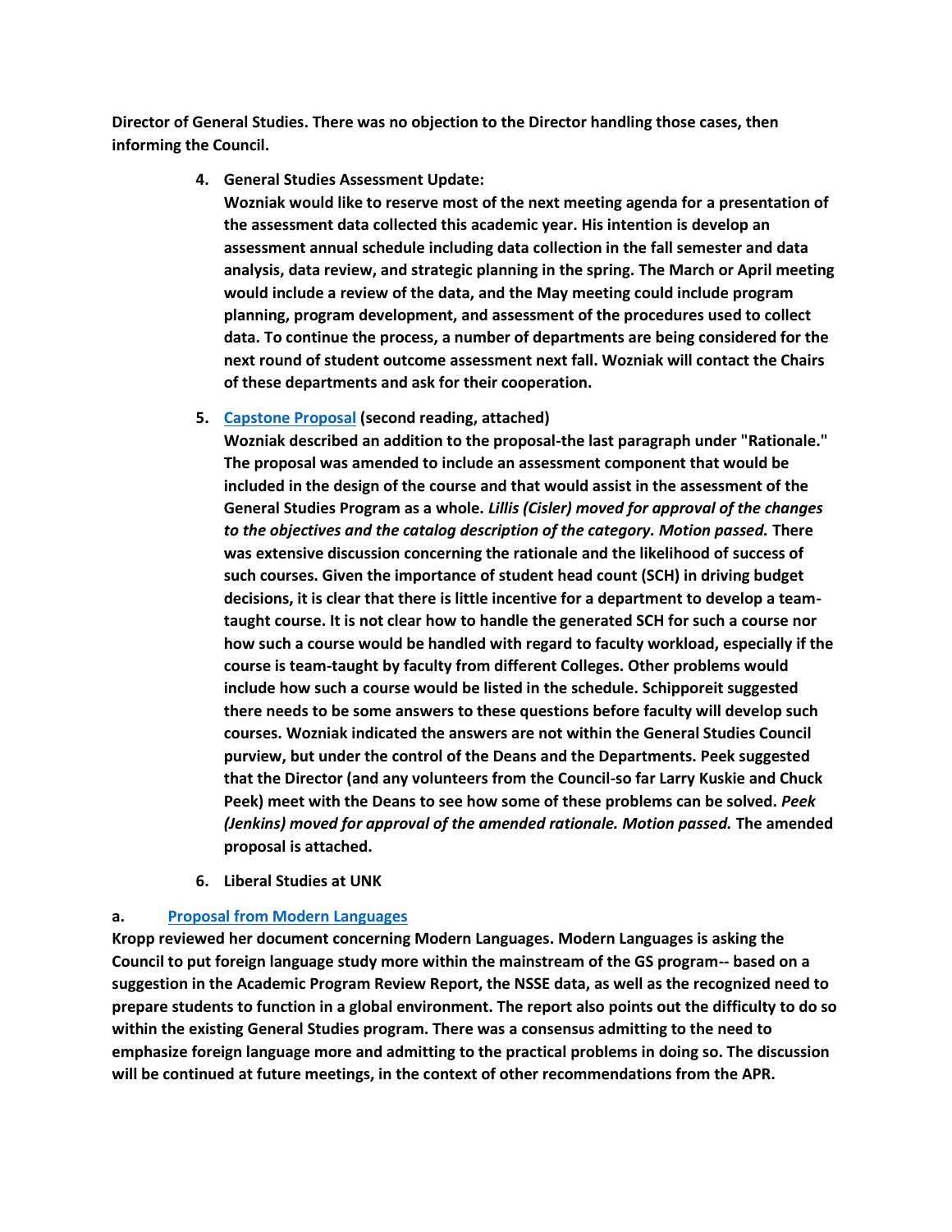**Director of General Studies. There was no objection to the Director handling those cases, then informing the Council.**

4. **General Studies Assessment Update:**
   **Wozniak would like to reserve most of the next meeting agenda for a presentation of the assessment data collected this academic year. His intention is develop an assessment annual schedule including data collection in the fall semester and data analysis, data review, and strategic planning in the spring. The March or April meeting would include a review of the data, and the May meeting could include program planning, program development, and assessment of the procedures used to collect data. To continue the process, a number of departments are being considered for the next round of student outcome assessment next fall. Wozniak will contact the Chairs of these departments and ask for their cooperation.**

5. **Capstone Proposal (second reading, attached)**
   **Wozniak described an addition to the proposal-the last paragraph under "Rationale." The proposal was amended to include an assessment component that would be included in the design of the course and that would assist in the assessment of the General Studies Program as a whole. *Lillis (Cisler) moved for approval of the changes to the objectives and the catalog description of the category. Motion passed.* There was extensive discussion concerning the rationale and the likelihood of success of such courses. Given the importance of student head count (SCH) in driving budget decisions, it is clear that there is little incentive for a department to develop a team-taught course. It is not clear how to handle the generated SCH for such a course nor how such a course would be handled with regard to faculty workload, especially if the course is team-taught by faculty from different Colleges. Other problems would include how such a course would be listed in the schedule. Schipporeit suggested there needs to be some answers to these questions before faculty will develop such courses. Wozniak indicated the answers are not within the General Studies Council purview, but under the control of the Deans and the Departments. Peek suggested that the Director (and any volunteers from the Council-so far Larry Kuskie and Chuck Peek) meet with the Deans to see how some of these problems can be solved. *Peek (Jenkins) moved for approval of the amended rationale. Motion passed.* The amended proposal is attached.**

6. **Liberal Studies at UNK**

**a. Proposal from Modern Languages**

**Kropp reviewed her document concerning Modern Languages. Modern Languages is asking the Council to put foreign language study more within the mainstream of the GS program-- based on a suggestion in the Academic Program Review Report, the NSSE data, as well as the recognized need to prepare students to function in a global environment. The report also points out the difficulty to do so within the existing General Studies program. There was a consensus admitting to the need to emphasize foreign language more and admitting to the practical problems in doing so. The discussion will be continued at future meetings, in the context of other recommendations from the APR.**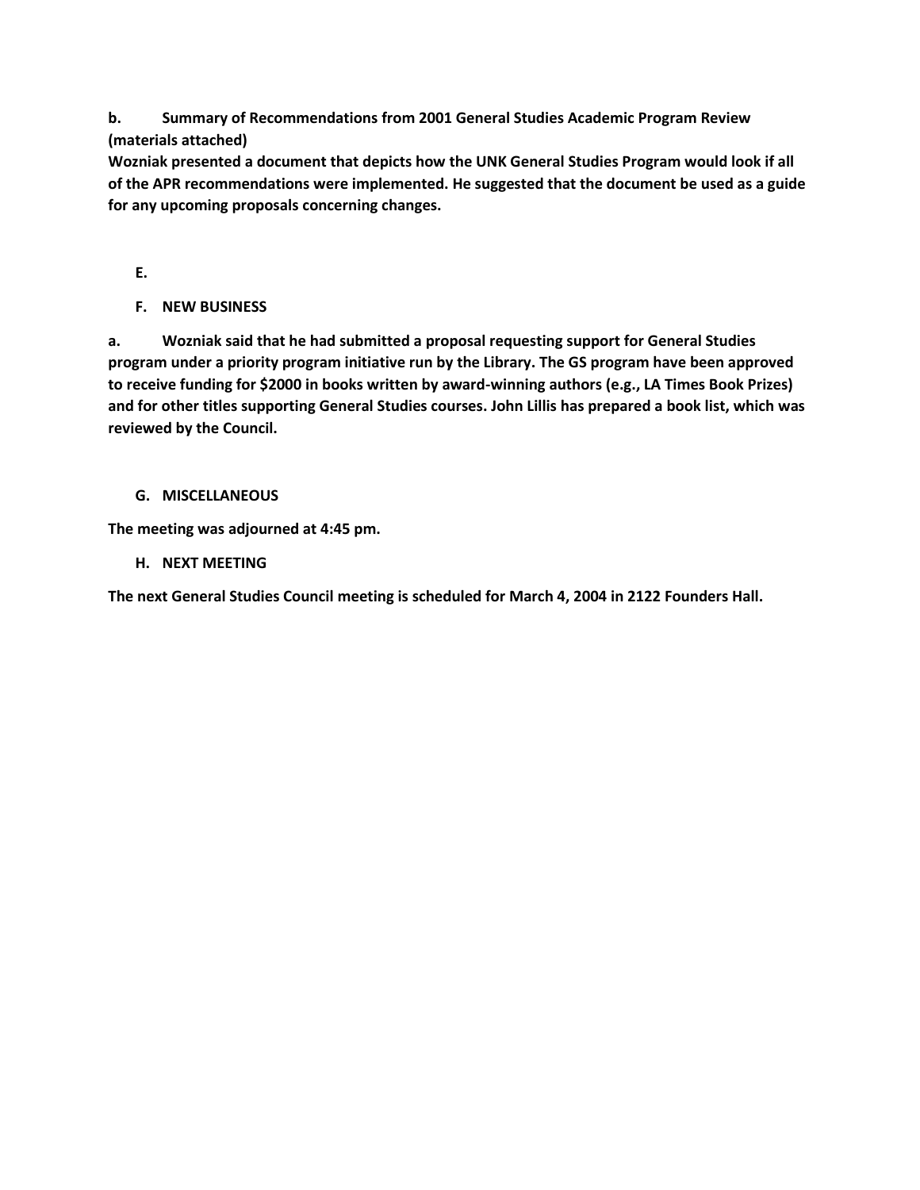**b. Summary of Recommendations from 2001 General Studies Academic Program Review (materials attached)**

**Wozniak presented a document that depicts how the UNK General Studies Program would look if all of the APR recommendations were implemented. He suggested that the document be used as a guide for any upcoming proposals concerning changes.**

**E.**

**F. NEW BUSINESS**

**a. Wozniak said that he had submitted a proposal requesting support for General Studies program under a priority program initiative run by the Library. The GS program have been approved to receive funding for $2000 in books written by award-winning authors (e.g., LA Times Book Prizes) and for other titles supporting General Studies courses. John Lillis has prepared a book list, which was reviewed by the Council.**

**G. MISCELLANEOUS**

**The meeting was adjourned at 4:45 pm.**

**H. NEXT MEETING**

**The next General Studies Council meeting is scheduled for March 4, 2004 in 2122 Founders Hall.**